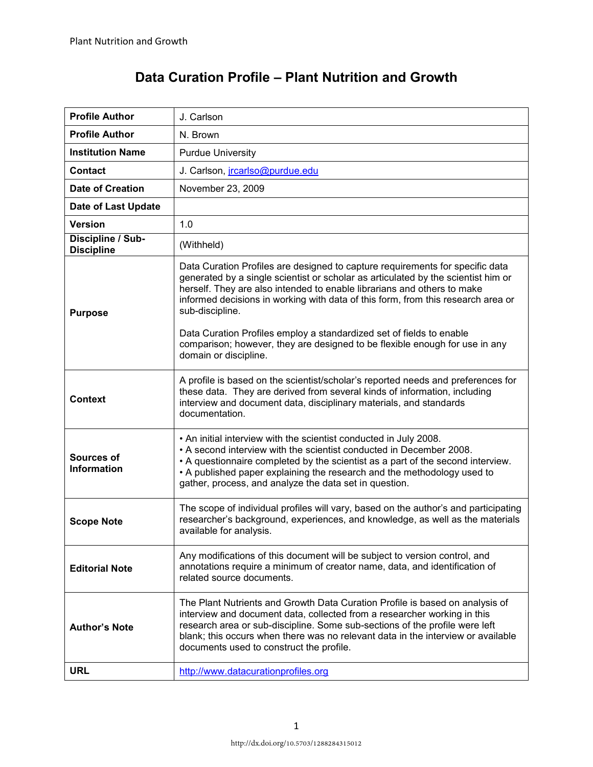# Data Curation Profile – Plant Nutrition and Growth

| Profile Author | J. Carlson |
|---|---|
| Profile Author | N. Brown |
| Institution Name | Purdue University |
| Contact | J. Carlson, jrcarlso@purdue.edu |
| Date of Creation | November 23, 2009 |
| Date of Last Update | |
| Version | 1.0 |
| Discipline / Sub-Discipline | (Withheld) |
| Purpose | Data Curation Profiles are designed to capture requirements for specific data generated by a single scientist or scholar as articulated by the scientist him or herself. They are also intended to enable librarians and others to make informed decisions in working with data of this form, from this research area or sub-discipline.<br><br>Data Curation Profiles employ a standardized set of fields to enable comparison; however, they are designed to be flexible enough for use in any domain or discipline. |
| Context | A profile is based on the scientist/scholar's reported needs and preferences for these data. They are derived from several kinds of information, including interview and document data, disciplinary materials, and standards documentation. |
| Sources of Information | • An initial interview with the scientist conducted in July 2008.<br>• A second interview with the scientist conducted in December 2008.<br>• A questionnaire completed by the scientist as a part of the second interview.<br>• A published paper explaining the research and the methodology used to gather, process, and analyze the data set in question. |
| Scope Note | The scope of individual profiles will vary, based on the author's and participating researcher's background, experiences, and knowledge, as well as the materials available for analysis. |
| Editorial Note | Any modifications of this document will be subject to version control, and annotations require a minimum of creator name, data, and identification of related source documents. |
| Author's Note | The Plant Nutrients and Growth Data Curation Profile is based on analysis of interview and document data, collected from a researcher working in this research area or sub-discipline. Some sub-sections of the profile were left blank; this occurs when there was no relevant data in the interview or available documents used to construct the profile. |
| URL | http://www.datacurationprofiles.org |

http://dx.doi.org/10.5703/1288284315012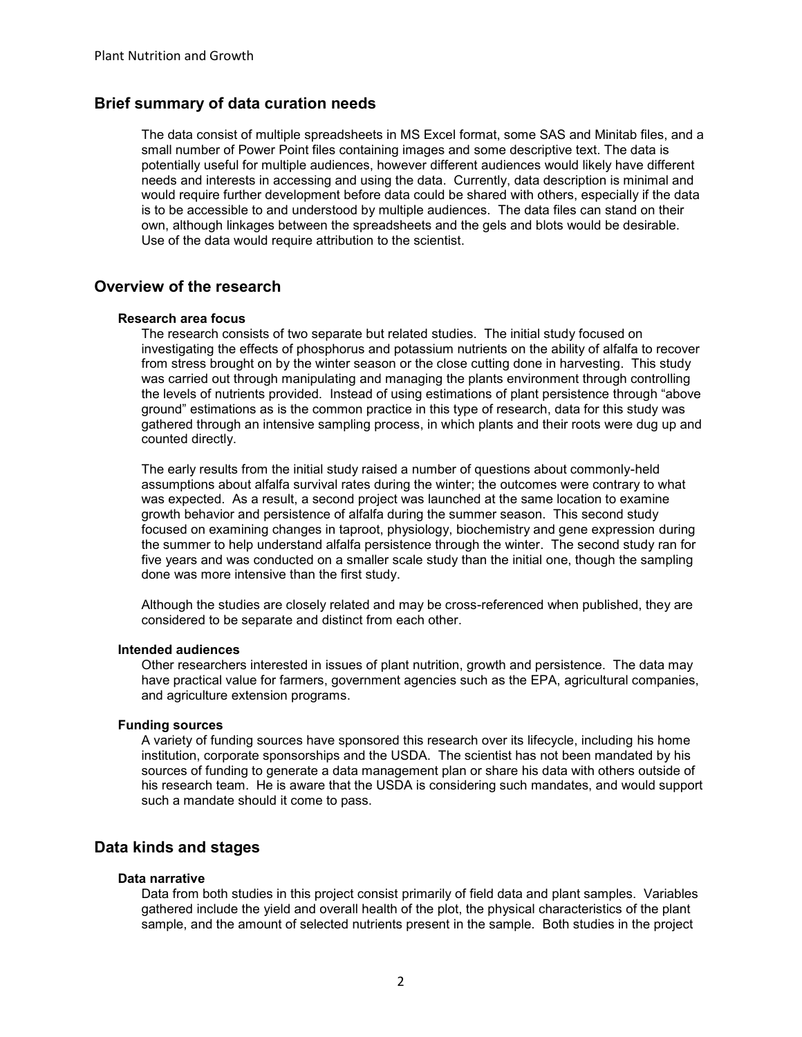## Brief summary of data curation needs

The data consist of multiple spreadsheets in MS Excel format, some SAS and Minitab files, and a small number of Power Point files containing images and some descriptive text. The data is potentially useful for multiple audiences, however different audiences would likely have different needs and interests in accessing and using the data. Currently, data description is minimal and would require further development before data could be shared with others, especially if the data is to be accessible to and understood by multiple audiences. The data files can stand on their own, although linkages between the spreadsheets and the gels and blots would be desirable. Use of the data would require attribution to the scientist.

## Overview of the research

### Research area focus

The research consists of two separate but related studies. The initial study focused on investigating the effects of phosphorus and potassium nutrients on the ability of alfalfa to recover from stress brought on by the winter season or the close cutting done in harvesting. This study was carried out through manipulating and managing the plants environment through controlling the levels of nutrients provided. Instead of using estimations of plant persistence through "above ground" estimations as is the common practice in this type of research, data for this study was gathered through an intensive sampling process, in which plants and their roots were dug up and counted directly.

The early results from the initial study raised a number of questions about commonly-held assumptions about alfalfa survival rates during the winter; the outcomes were contrary to what was expected. As a result, a second project was launched at the same location to examine growth behavior and persistence of alfalfa during the summer season. This second study focused on examining changes in taproot, physiology, biochemistry and gene expression during the summer to help understand alfalfa persistence through the winter. The second study ran for five years and was conducted on a smaller scale study than the initial one, though the sampling done was more intensive than the first study.

Although the studies are closely related and may be cross-referenced when published, they are considered to be separate and distinct from each other.

### Intended audiences

Other researchers interested in issues of plant nutrition, growth and persistence. The data may have practical value for farmers, government agencies such as the EPA, agricultural companies, and agriculture extension programs.

### Funding sources

A variety of funding sources have sponsored this research over its lifecycle, including his home institution, corporate sponsorships and the USDA. The scientist has not been mandated by his sources of funding to generate a data management plan or share his data with others outside of his research team. He is aware that the USDA is considering such mandates, and would support such a mandate should it come to pass.

## Data kinds and stages

### Data narrative

Data from both studies in this project consist primarily of field data and plant samples. Variables gathered include the yield and overall health of the plot, the physical characteristics of the plant sample, and the amount of selected nutrients present in the sample. Both studies in the project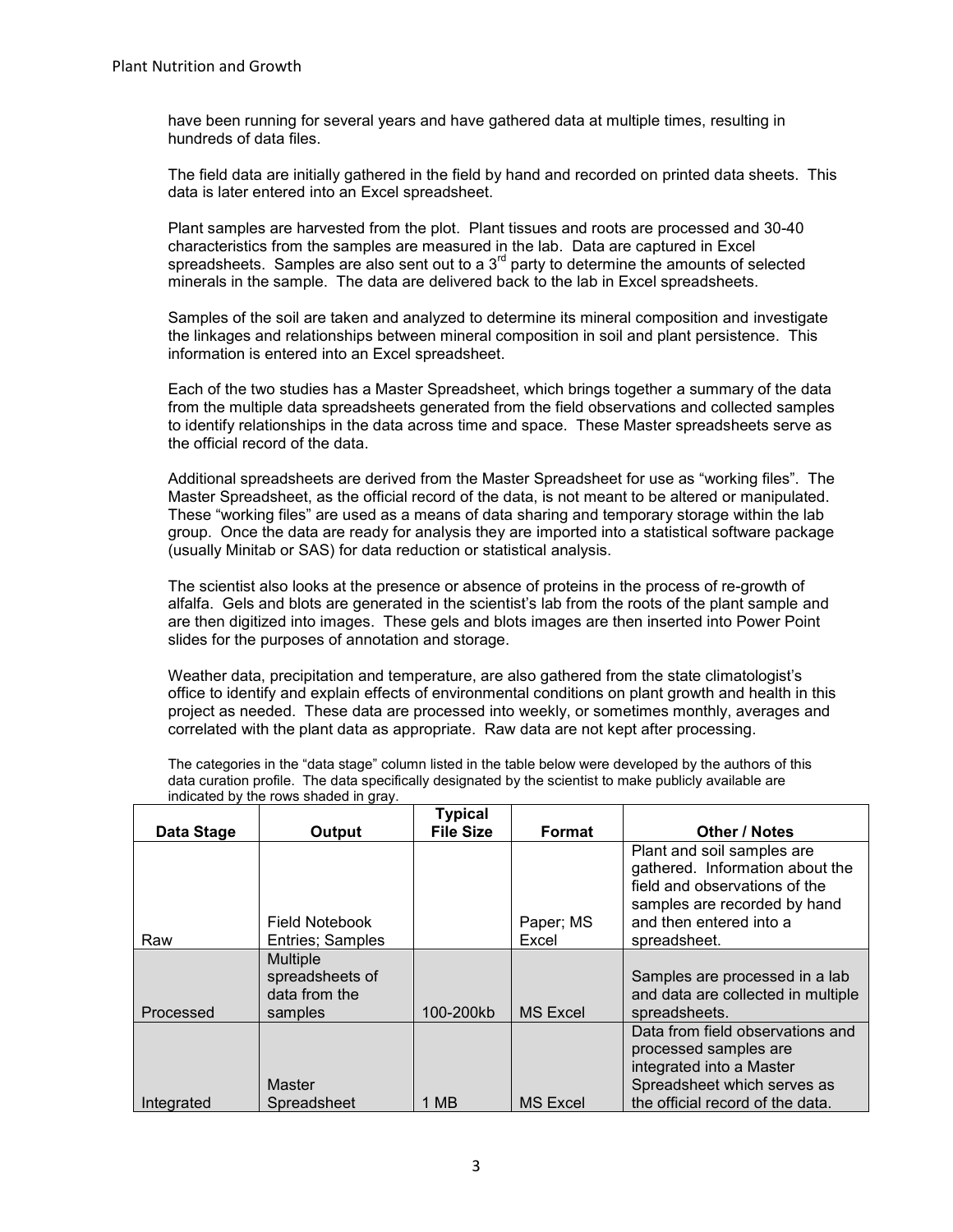have been running for several years and have gathered data at multiple times, resulting in hundreds of data files.

The field data are initially gathered in the field by hand and recorded on printed data sheets. This data is later entered into an Excel spreadsheet.

Plant samples are harvested from the plot. Plant tissues and roots are processed and 30-40 characteristics from the samples are measured in the lab. Data are captured in Excel spreadsheets. Samples are also sent out to a 3rd party to determine the amounts of selected minerals in the sample. The data are delivered back to the lab in Excel spreadsheets.

Samples of the soil are taken and analyzed to determine its mineral composition and investigate the linkages and relationships between mineral composition in soil and plant persistence. This information is entered into an Excel spreadsheet.

Each of the two studies has a Master Spreadsheet, which brings together a summary of the data from the multiple data spreadsheets generated from the field observations and collected samples to identify relationships in the data across time and space. These Master spreadsheets serve as the official record of the data.

Additional spreadsheets are derived from the Master Spreadsheet for use as "working files". The Master Spreadsheet, as the official record of the data, is not meant to be altered or manipulated. These "working files" are used as a means of data sharing and temporary storage within the lab group. Once the data are ready for analysis they are imported into a statistical software package (usually Minitab or SAS) for data reduction or statistical analysis.

The scientist also looks at the presence or absence of proteins in the process of re-growth of alfalfa. Gels and blots are generated in the scientist's lab from the roots of the plant sample and are then digitized into images. These gels and blots images are then inserted into Power Point slides for the purposes of annotation and storage.

Weather data, precipitation and temperature, are also gathered from the state climatologist's office to identify and explain effects of environmental conditions on plant growth and health in this project as needed. These data are processed into weekly, or sometimes monthly, averages and correlated with the plant data as appropriate. Raw data are not kept after processing.

The categories in the "data stage" column listed in the table below were developed by the authors of this data curation profile. The data specifically designated by the scientist to make publicly available are indicated by the rows shaded in gray.

| Data Stage | Output | Typical File Size | Format | Other / Notes |
|---|---|---|---|---|
| Raw | Field Notebook Entries; Samples | | Paper; MS Excel | Plant and soil samples are gathered. Information about the field and observations of the samples are recorded by hand and then entered into a spreadsheet. |
| Processed | Multiple spreadsheets of data from the samples | 100-200kb | MS Excel | Samples are processed in a lab and data are collected in multiple spreadsheets. |
| Integrated | Master Spreadsheet | 1 MB | MS Excel | Data from field observations and processed samples are integrated into a Master Spreadsheet which serves as the official record of the data. |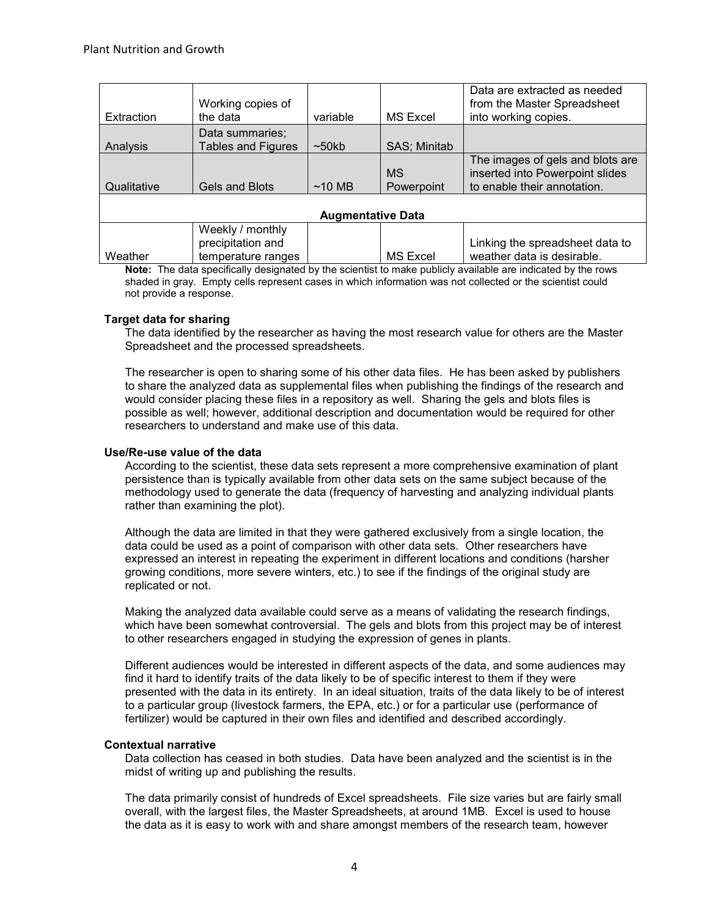| | | | | |
|---|---|---|---|---|
| Extraction | Working copies of the data | variable | MS Excel | Data are extracted as needed from the Master Spreadsheet into working copies. |
| Analysis | Data summaries; Tables and Figures | ~50kb | SAS; Minitab | |
| Qualitative | Gels and Blots | ~10 MB | MS Powerpoint | The images of gels and blots are inserted into Powerpoint slides to enable their annotation. |
| **Augmentative Data** | | | | |
| Weather | Weekly / monthly precipitation and temperature ranges | | MS Excel | Linking the spreadsheet data to weather data is desirable. |

**Note:** The data specifically designated by the scientist to make publicly available are indicated by the rows shaded in gray. Empty cells represent cases in which information was not collected or the scientist could not provide a response.

### Target data for sharing

The data identified by the researcher as having the most research value for others are the Master Spreadsheet and the processed spreadsheets.

The researcher is open to sharing some of his other data files. He has been asked by publishers to share the analyzed data as supplemental files when publishing the findings of the research and would consider placing these files in a repository as well. Sharing the gels and blots files is possible as well; however, additional description and documentation would be required for other researchers to understand and make use of this data.

### Use/Re-use value of the data

According to the scientist, these data sets represent a more comprehensive examination of plant persistence than is typically available from other data sets on the same subject because of the methodology used to generate the data (frequency of harvesting and analyzing individual plants rather than examining the plot).

Although the data are limited in that they were gathered exclusively from a single location, the data could be used as a point of comparison with other data sets. Other researchers have expressed an interest in repeating the experiment in different locations and conditions (harsher growing conditions, more severe winters, etc.) to see if the findings of the original study are replicated or not.

Making the analyzed data available could serve as a means of validating the research findings, which have been somewhat controversial. The gels and blots from this project may be of interest to other researchers engaged in studying the expression of genes in plants.

Different audiences would be interested in different aspects of the data, and some audiences may find it hard to identify traits of the data likely to be of specific interest to them if they were presented with the data in its entirety. In an ideal situation, traits of the data likely to be of interest to a particular group (livestock farmers, the EPA, etc.) or for a particular use (performance of fertilizer) would be captured in their own files and identified and described accordingly.

### Contextual narrative

Data collection has ceased in both studies. Data have been analyzed and the scientist is in the midst of writing up and publishing the results.

The data primarily consist of hundreds of Excel spreadsheets. File size varies but are fairly small overall, with the largest files, the Master Spreadsheets, at around 1MB. Excel is used to house the data as it is easy to work with and share amongst members of the research team, however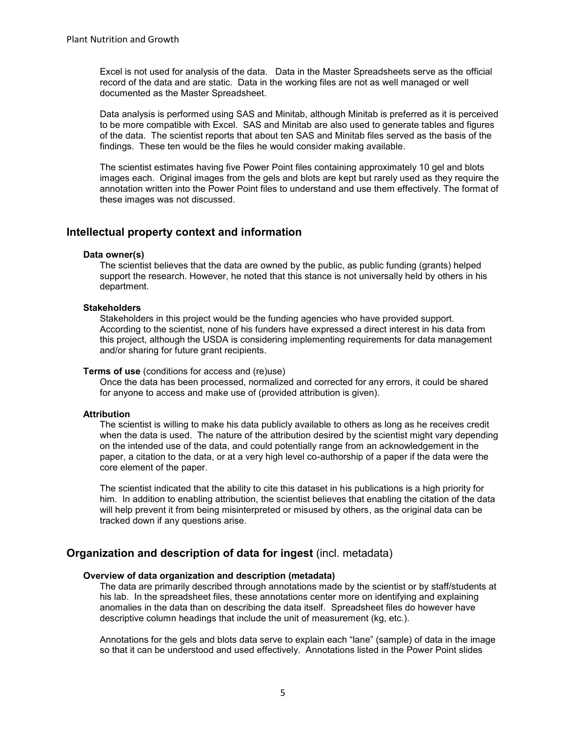Excel is not used for analysis of the data. Data in the Master Spreadsheets serve as the official record of the data and are static. Data in the working files are not as well managed or well documented as the Master Spreadsheet.

Data analysis is performed using SAS and Minitab, although Minitab is preferred as it is perceived to be more compatible with Excel. SAS and Minitab are also used to generate tables and figures of the data. The scientist reports that about ten SAS and Minitab files served as the basis of the findings. These ten would be the files he would consider making available.

The scientist estimates having five Power Point files containing approximately 10 gel and blots images each. Original images from the gels and blots are kept but rarely used as they require the annotation written into the Power Point files to understand and use them effectively. The format of these images was not discussed.

## Intellectual property context and information

### Data owner(s)

The scientist believes that the data are owned by the public, as public funding (grants) helped support the research. However, he noted that this stance is not universally held by others in his department.

### Stakeholders

Stakeholders in this project would be the funding agencies who have provided support. According to the scientist, none of his funders have expressed a direct interest in his data from this project, although the USDA is considering implementing requirements for data management and/or sharing for future grant recipients.

### Terms of use (conditions for access and (re)use)

Once the data has been processed, normalized and corrected for any errors, it could be shared for anyone to access and make use of (provided attribution is given).

### Attribution

The scientist is willing to make his data publicly available to others as long as he receives credit when the data is used. The nature of the attribution desired by the scientist might vary depending on the intended use of the data, and could potentially range from an acknowledgement in the paper, a citation to the data, or at a very high level co-authorship of a paper if the data were the core element of the paper.

The scientist indicated that the ability to cite this dataset in his publications is a high priority for him. In addition to enabling attribution, the scientist believes that enabling the citation of the data will help prevent it from being misinterpreted or misused by others, as the original data can be tracked down if any questions arise.

## Organization and description of data for ingest (incl. metadata)

### Overview of data organization and description (metadata)

The data are primarily described through annotations made by the scientist or by staff/students at his lab. In the spreadsheet files, these annotations center more on identifying and explaining anomalies in the data than on describing the data itself. Spreadsheet files do however have descriptive column headings that include the unit of measurement (kg, etc.).

Annotations for the gels and blots data serve to explain each "lane" (sample) of data in the image so that it can be understood and used effectively. Annotations listed in the Power Point slides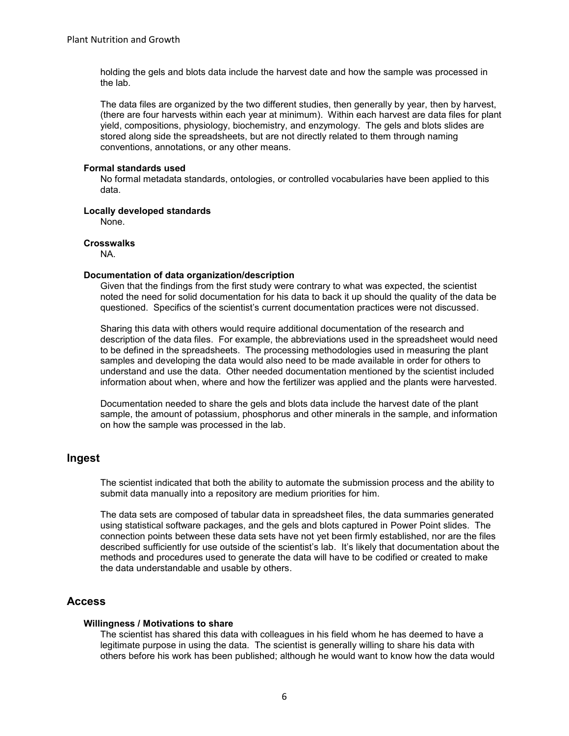holding the gels and blots data include the harvest date and how the sample was processed in the lab.

The data files are organized by the two different studies, then generally by year, then by harvest, (there are four harvests within each year at minimum). Within each harvest are data files for plant yield, compositions, physiology, biochemistry, and enzymology. The gels and blots slides are stored along side the spreadsheets, but are not directly related to them through naming conventions, annotations, or any other means.

#### Formal standards used

No formal metadata standards, ontologies, or controlled vocabularies have been applied to this data.

#### Locally developed standards

None.

#### Crosswalks

NA.

#### Documentation of data organization/description

Given that the findings from the first study were contrary to what was expected, the scientist noted the need for solid documentation for his data to back it up should the quality of the data be questioned. Specifics of the scientist's current documentation practices were not discussed.

Sharing this data with others would require additional documentation of the research and description of the data files. For example, the abbreviations used in the spreadsheet would need to be defined in the spreadsheets. The processing methodologies used in measuring the plant samples and developing the data would also need to be made available in order for others to understand and use the data. Other needed documentation mentioned by the scientist included information about when, where and how the fertilizer was applied and the plants were harvested.

Documentation needed to share the gels and blots data include the harvest date of the plant sample, the amount of potassium, phosphorus and other minerals in the sample, and information on how the sample was processed in the lab.

## Ingest

The scientist indicated that both the ability to automate the submission process and the ability to submit data manually into a repository are medium priorities for him.

The data sets are composed of tabular data in spreadsheet files, the data summaries generated using statistical software packages, and the gels and blots captured in Power Point slides. The connection points between these data sets have not yet been firmly established, nor are the files described sufficiently for use outside of the scientist's lab. It's likely that documentation about the methods and procedures used to generate the data will have to be codified or created to make the data understandable and usable by others.

## Access

#### Willingness / Motivations to share

The scientist has shared this data with colleagues in his field whom he has deemed to have a legitimate purpose in using the data. The scientist is generally willing to share his data with others before his work has been published; although he would want to know how the data would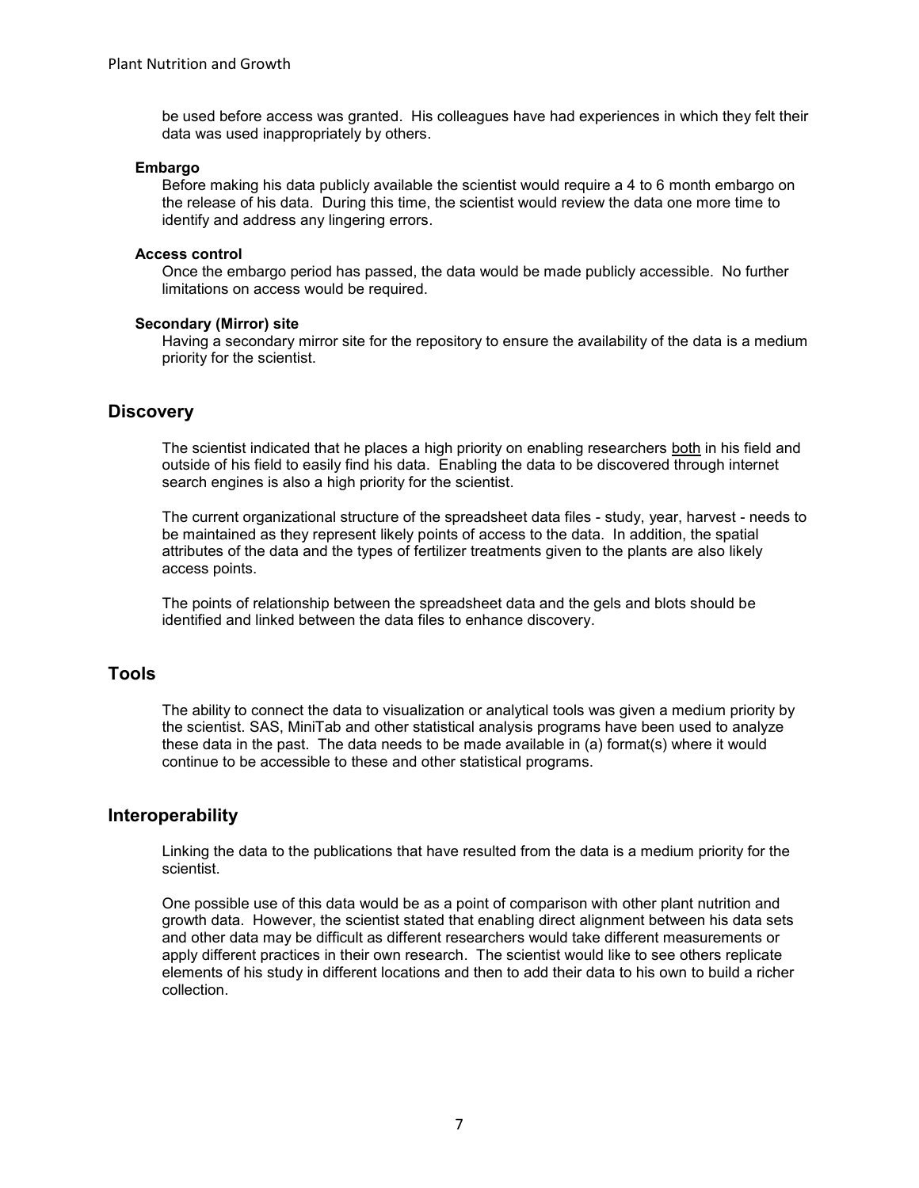be used before access was granted. His colleagues have had experiences in which they felt their data was used inappropriately by others.

#### Embargo

Before making his data publicly available the scientist would require a 4 to 6 month embargo on the release of his data. During this time, the scientist would review the data one more time to identify and address any lingering errors.

#### Access control

Once the embargo period has passed, the data would be made publicly accessible. No further limitations on access would be required.

#### Secondary (Mirror) site

Having a secondary mirror site for the repository to ensure the availability of the data is a medium priority for the scientist.

## Discovery

The scientist indicated that he places a high priority on enabling researchers <u>both</u> in his field and outside of his field to easily find his data. Enabling the data to be discovered through internet search engines is also a high priority for the scientist.

The current organizational structure of the spreadsheet data files - study, year, harvest - needs to be maintained as they represent likely points of access to the data. In addition, the spatial attributes of the data and the types of fertilizer treatments given to the plants are also likely access points.

The points of relationship between the spreadsheet data and the gels and blots should be identified and linked between the data files to enhance discovery.

## Tools

The ability to connect the data to visualization or analytical tools was given a medium priority by the scientist. SAS, MiniTab and other statistical analysis programs have been used to analyze these data in the past. The data needs to be made available in (a) format(s) where it would continue to be accessible to these and other statistical programs.

## Interoperability

Linking the data to the publications that have resulted from the data is a medium priority for the scientist.

One possible use of this data would be as a point of comparison with other plant nutrition and growth data. However, the scientist stated that enabling direct alignment between his data sets and other data may be difficult as different researchers would take different measurements or apply different practices in their own research. The scientist would like to see others replicate elements of his study in different locations and then to add their data to his own to build a richer collection.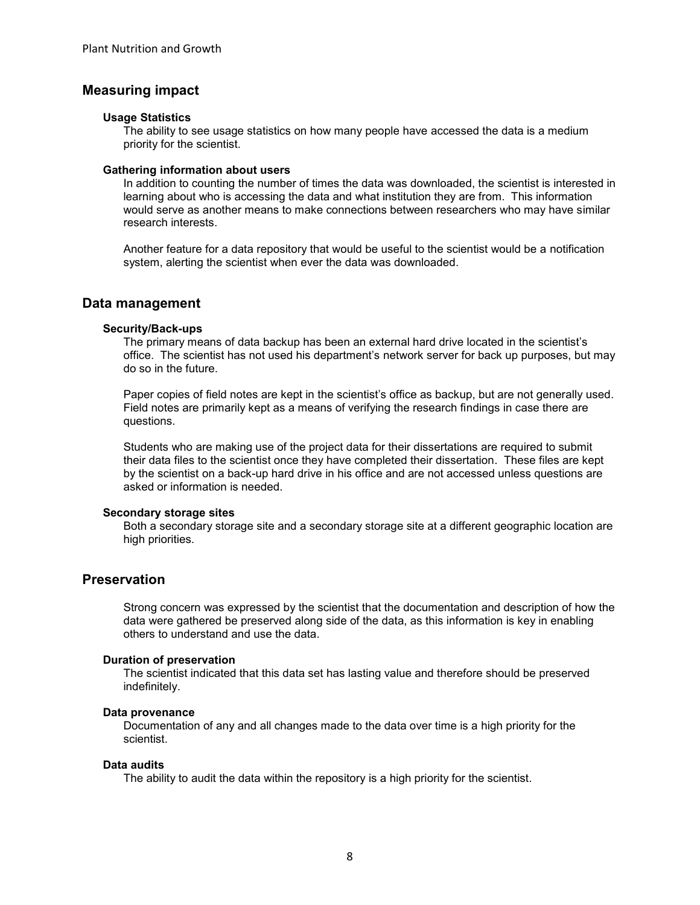## Measuring impact

### Usage Statistics

The ability to see usage statistics on how many people have accessed the data is a medium priority for the scientist.

### Gathering information about users

In addition to counting the number of times the data was downloaded, the scientist is interested in learning about who is accessing the data and what institution they are from. This information would serve as another means to make connections between researchers who may have similar research interests.

Another feature for a data repository that would be useful to the scientist would be a notification system, alerting the scientist when ever the data was downloaded.

## Data management

### Security/Back-ups

The primary means of data backup has been an external hard drive located in the scientist's office. The scientist has not used his department's network server for back up purposes, but may do so in the future.

Paper copies of field notes are kept in the scientist's office as backup, but are not generally used. Field notes are primarily kept as a means of verifying the research findings in case there are questions.

Students who are making use of the project data for their dissertations are required to submit their data files to the scientist once they have completed their dissertation. These files are kept by the scientist on a back-up hard drive in his office and are not accessed unless questions are asked or information is needed.

### Secondary storage sites

Both a secondary storage site and a secondary storage site at a different geographic location are high priorities.

## Preservation

Strong concern was expressed by the scientist that the documentation and description of how the data were gathered be preserved along side of the data, as this information is key in enabling others to understand and use the data.

### Duration of preservation

The scientist indicated that this data set has lasting value and therefore should be preserved indefinitely.

### Data provenance

Documentation of any and all changes made to the data over time is a high priority for the scientist.

### Data audits

The ability to audit the data within the repository is a high priority for the scientist.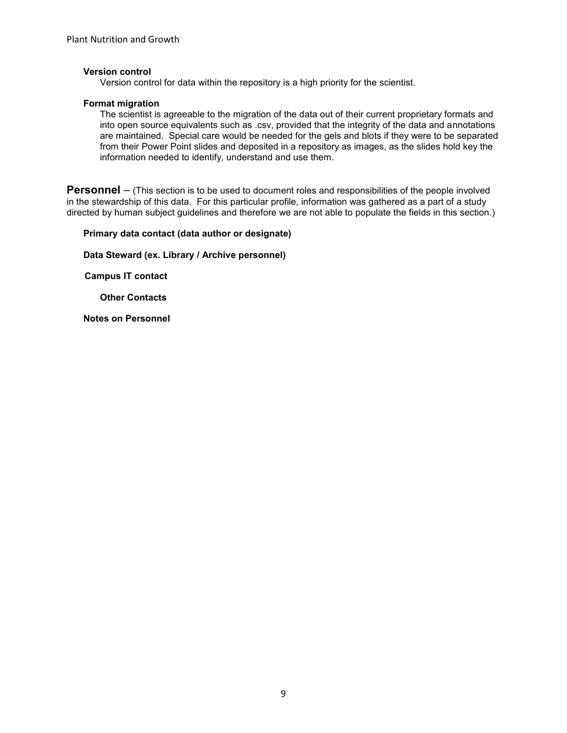**Version control**

Version control for data within the repository is a high priority for the scientist.

**Format migration**

The scientist is agreeable to the migration of the data out of their current proprietary formats and into open source equivalents such as .csv, provided that the integrity of the data and annotations are maintained. Special care would be needed for the gels and blots if they were to be separated from their Power Point slides and deposited in a repository as images, as the slides hold key the information needed to identify, understand and use them.

## Personnel

**Personnel** – (This section is to be used to document roles and responsibilities of the people involved in the stewardship of this data. For this particular profile, information was gathered as a part of a study directed by human subject guidelines and therefore we are not able to populate the fields in this section.)

**Primary data contact (data author or designate)**

**Data Steward (ex. Library / Archive personnel)**

**Campus IT contact**

**Other Contacts**

**Notes on Personnel**